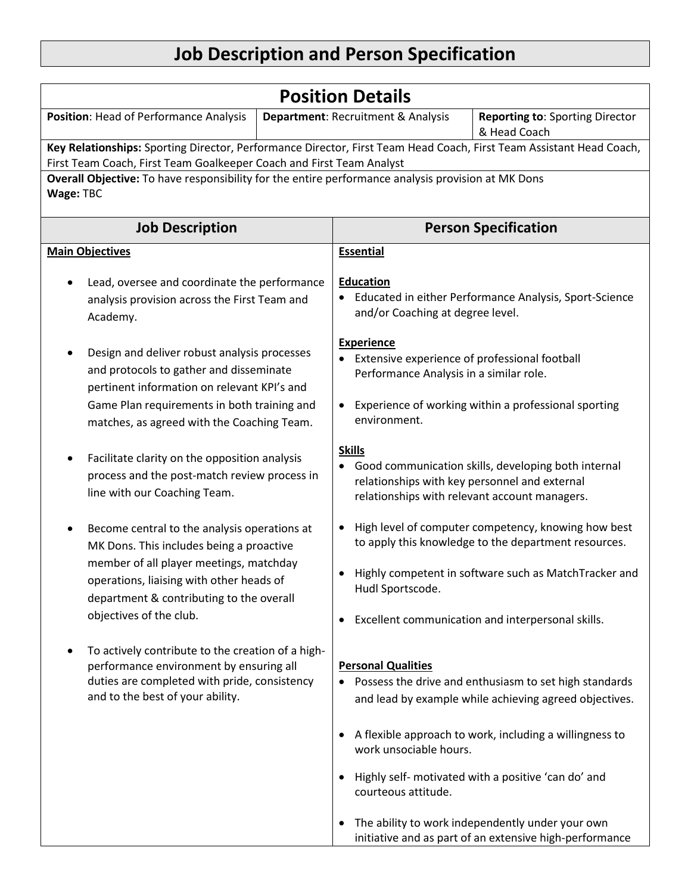# Job Description and Person Specification

## Position Details

| **Position**: Head of Performance Analysis | **Department**: Recruitment & Analysis | **Reporting to**: Sporting Director & Head Coach |
|---|---|---|

**Key Relationships:** Sporting Director, Performance Director, First Team Head Coach, First Team Assistant Head Coach, First Team Coach, First Team Goalkeeper Coach and First Team Analyst

**Overall Objective:** To have responsibility for the entire performance analysis provision at MK Dons

**Wage:** TBC

## Job Description

**Main Objectives**

- Lead, oversee and coordinate the performance analysis provision across the First Team and Academy.

- Design and deliver robust analysis processes and protocols to gather and disseminate pertinent information on relevant KPI's and Game Plan requirements in both training and matches, as agreed with the Coaching Team.

- Facilitate clarity on the opposition analysis process and the post-match review process in line with our Coaching Team.

- Become central to the analysis operations at MK Dons. This includes being a proactive member of all player meetings, matchday operations, liaising with other heads of department & contributing to the overall objectives of the club.

- To actively contribute to the creation of a high-performance environment by ensuring all duties are completed with pride, consistency and to the best of your ability.

## Person Specification

**Essential**

**Education**

- Educated in either Performance Analysis, Sport-Science and/or Coaching at degree level.

**Experience**

- Extensive experience of professional football Performance Analysis in a similar role.

- Experience of working within a professional sporting environment.

**Skills**

- Good communication skills, developing both internal relationships with key personnel and external relationships with relevant account managers.

- High level of computer competency, knowing how best to apply this knowledge to the department resources.

- Highly competent in software such as MatchTracker and Hudl Sportscode.

- Excellent communication and interpersonal skills.

**Personal Qualities**

- Possess the drive and enthusiasm to set high standards and lead by example while achieving agreed objectives.

- A flexible approach to work, including a willingness to work unsociable hours.

- Highly self- motivated with a positive 'can do' and courteous attitude.

- The ability to work independently under your own initiative and as part of an extensive high-performance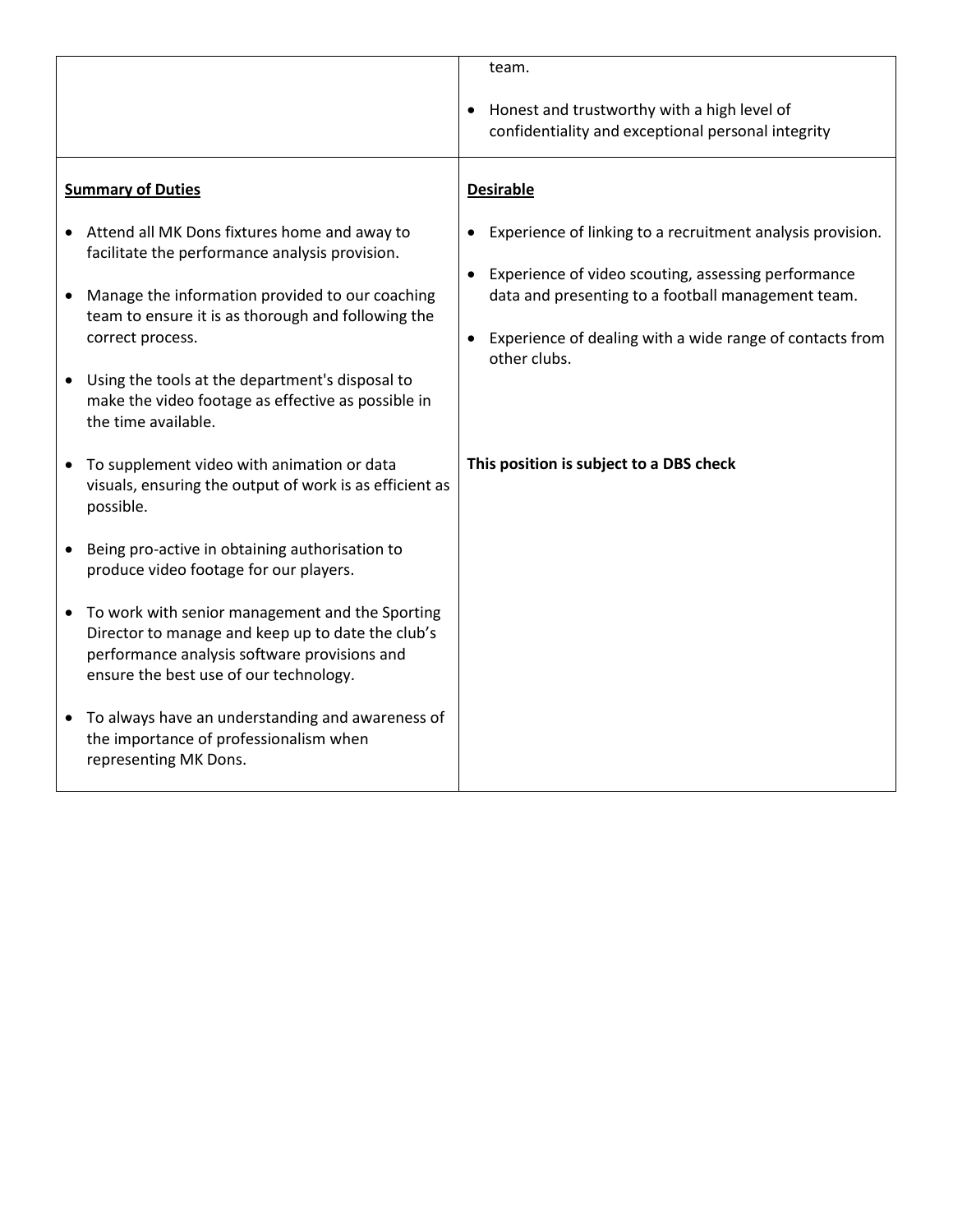| | |
|---|---|
| | team.<br><br>• Honest and trustworthy with a high level of confidentiality and exceptional personal integrity |
| **<u>Summary of Duties</u>**<br><br>• Attend all MK Dons fixtures home and away to facilitate the performance analysis provision.<br><br>• Manage the information provided to our coaching team to ensure it is as thorough and following the correct process.<br><br>• Using the tools at the department's disposal to make the video footage as effective as possible in the time available.<br><br>• To supplement video with animation or data visuals, ensuring the output of work is as efficient as possible.<br><br>• Being pro-active in obtaining authorisation to produce video footage for our players.<br><br>• To work with senior management and the Sporting Director to manage and keep up to date the club's performance analysis software provisions and ensure the best use of our technology.<br><br>• To always have an understanding and awareness of the importance of professionalism when representing MK Dons. | **<u>Desirable</u>**<br><br>• Experience of linking to a recruitment analysis provision.<br><br>• Experience of video scouting, assessing performance data and presenting to a football management team.<br><br>• Experience of dealing with a wide range of contacts from other clubs.<br><br>**This position is subject to a DBS check** |